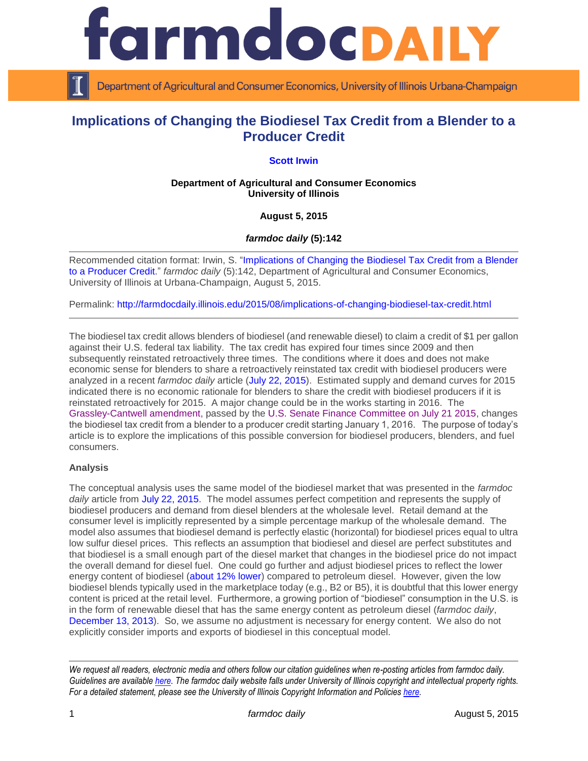# Implications of Changing the Biodiesel Tax Credit from a Blender to a Producer Credit

**Scott Irwin**

**Department of Agricultural and Consumer Economics**
**University of Illinois**

**August 5, 2015**

***farmdoc daily* (5):142**

Recommended citation format: Irwin, S. "Implications of Changing the Biodiesel Tax Credit from a Blender to a Producer Credit." *farmdoc daily* (5):142, Department of Agricultural and Consumer Economics, University of Illinois at Urbana-Champaign, August 5, 2015.

Permalink: http://farmdocdaily.illinois.edu/2015/08/implications-of-changing-biodiesel-tax-credit.html

---

The biodiesel tax credit allows blenders of biodiesel (and renewable diesel) to claim a credit of $1 per gallon against their U.S. federal tax liability. The tax credit has expired four times since 2009 and then subsequently reinstated retroactively three times. The conditions where it does and does not make economic sense for blenders to share a retroactively reinstated tax credit with biodiesel producers were analyzed in a recent *farmdoc daily* article (July 22, 2015). Estimated supply and demand curves for 2015 indicated there is no economic rationale for blenders to share the credit with biodiesel producers if it is reinstated retroactively for 2015. A major change could be in the works starting in 2016. The Grassley-Cantwell amendment, passed by the U.S. Senate Finance Committee on July 21 2015, changes the biodiesel tax credit from a blender to a producer credit starting January 1, 2016. The purpose of today's article is to explore the implications of this possible conversion for biodiesel producers, blenders, and fuel consumers.

**Analysis**

The conceptual analysis uses the same model of the biodiesel market that was presented in the *farmdoc daily* article from July 22, 2015. The model assumes perfect competition and represents the supply of biodiesel producers and demand from diesel blenders at the wholesale level. Retail demand at the consumer level is implicitly represented by a simple percentage markup of the wholesale demand. The model also assumes that biodiesel demand is perfectly elastic (horizontal) for biodiesel prices equal to ultra low sulfur diesel prices. This reflects an assumption that biodiesel and diesel are perfect substitutes and that biodiesel is a small enough part of the diesel market that changes in the biodiesel price do not impact the overall demand for diesel fuel. One could go further and adjust biodiesel prices to reflect the lower energy content of biodiesel (about 12% lower) compared to petroleum diesel. However, given the low biodiesel blends typically used in the marketplace today (e.g., B2 or B5), it is doubtful that this lower energy content is priced at the retail level. Furthermore, a growing portion of "biodiesel" consumption in the U.S. is in the form of renewable diesel that has the same energy content as petroleum diesel (*farmdoc daily*, December 13, 2013). So, we assume no adjustment is necessary for energy content. We also do not explicitly consider imports and exports of biodiesel in this conceptual model.

---

*We request all readers, electronic media and others follow our citation guidelines when re-posting articles from farmdoc daily. Guidelines are available here. The farmdoc daily website falls under University of Illinois copyright and intellectual property rights. For a detailed statement, please see the University of Illinois Copyright Information and Policies here.*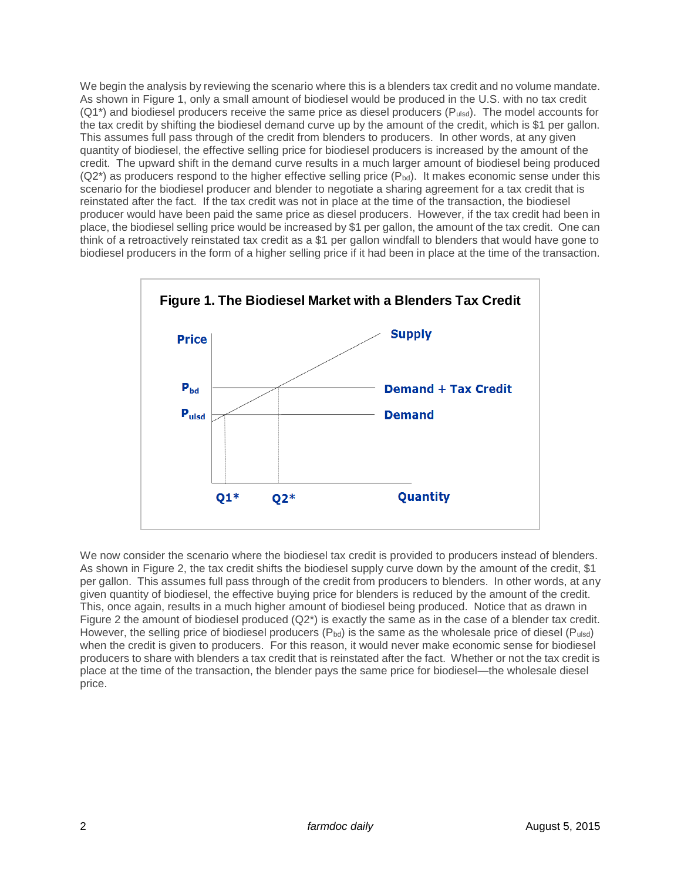We begin the analysis by reviewing the scenario where this is a blenders tax credit and no volume mandate. As shown in Figure 1, only a small amount of biodiesel would be produced in the U.S. with no tax credit (Q1*) and biodiesel producers receive the same price as diesel producers ($P_{ulsd}$). The model accounts for the tax credit by shifting the biodiesel demand curve up by the amount of the credit, which is $1 per gallon. This assumes full pass through of the credit from blenders to producers. In other words, at any given quantity of biodiesel, the effective selling price for biodiesel producers is increased by the amount of the credit. The upward shift in the demand curve results in a much larger amount of biodiesel being produced (Q2*) as producers respond to the higher effective selling price ($P_{bd}$). It makes economic sense under this scenario for the biodiesel producer and blender to negotiate a sharing agreement for a tax credit that is reinstated after the fact. If the tax credit was not in place at the time of the transaction, the biodiesel producer would have been paid the same price as diesel producers. However, if the tax credit had been in place, the biodiesel selling price would be increased by $1 per gallon, the amount of the tax credit. One can think of a retroactively reinstated tax credit as a $1 per gallon windfall to blenders that would have gone to biodiesel producers in the form of a higher selling price if it had been in place at the time of the transaction.

**Figure 1. The Biodiesel Market with a Blenders Tax Credit**

We now consider the scenario where the biodiesel tax credit is provided to producers instead of blenders. As shown in Figure 2, the tax credit shifts the biodiesel supply curve down by the amount of the credit, $1 per gallon. This assumes full pass through of the credit from producers to blenders. In other words, at any given quantity of biodiesel, the effective buying price for blenders is reduced by the amount of the credit. This, once again, results in a much higher amount of biodiesel being produced. Notice that as drawn in Figure 2 the amount of biodiesel produced (Q2*) is exactly the same as in the case of a blender tax credit. However, the selling price of biodiesel producers ($P_{bd}$) is the same as the wholesale price of diesel ($P_{ulsd}$) when the credit is given to producers. For this reason, it would never make economic sense for biodiesel producers to share with blenders a tax credit that is reinstated after the fact. Whether or not the tax credit is place at the time of the transaction, the blender pays the same price for biodiesel—the wholesale diesel price.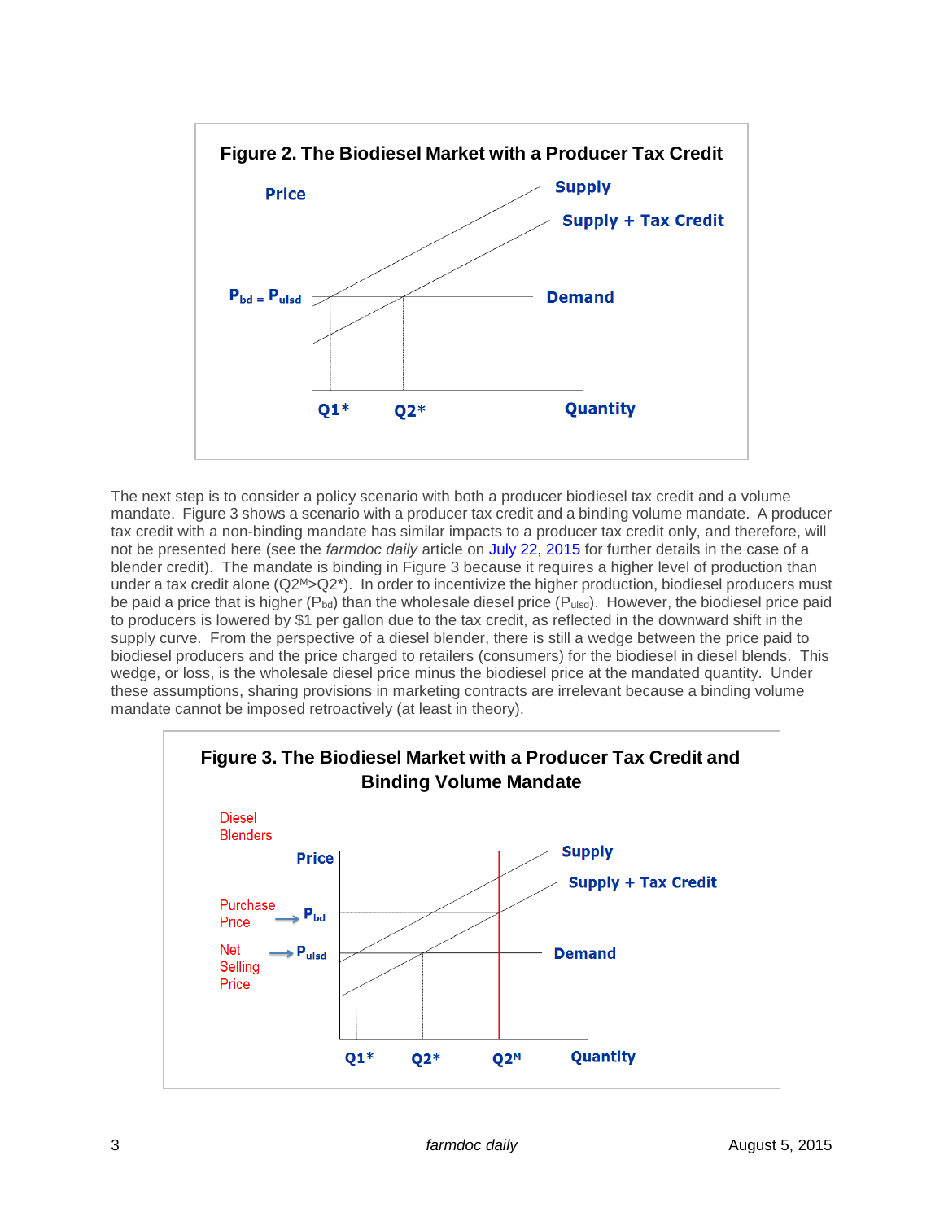**Figure 2. The Biodiesel Market with a Producer Tax Credit**

The next step is to consider a policy scenario with both a producer biodiesel tax credit and a volume mandate. Figure 3 shows a scenario with a producer tax credit and a binding volume mandate. A producer tax credit with a non-binding mandate has similar impacts to a producer tax credit only, and therefore, will not be presented here (see the *farmdoc daily* article on July 22, 2015 for further details in the case of a blender credit). The mandate is binding in Figure 3 because it requires a higher level of production than under a tax credit alone ($Q2^M$>Q2*). In order to incentivize the higher production, biodiesel producers must be paid a price that is higher ($P_{bd}$) than the wholesale diesel price ($P_{ulsd}$). However, the biodiesel price paid to producers is lowered by $1 per gallon due to the tax credit, as reflected in the downward shift in the supply curve. From the perspective of a diesel blender, there is still a wedge between the price paid to biodiesel producers and the price charged to retailers (consumers) for the biodiesel in diesel blends. This wedge, or loss, is the wholesale diesel price minus the biodiesel price at the mandated quantity. Under these assumptions, sharing provisions in marketing contracts are irrelevant because a binding volume mandate cannot be imposed retroactively (at least in theory).

**Figure 3. The Biodiesel Market with a Producer Tax Credit and Binding Volume Mandate**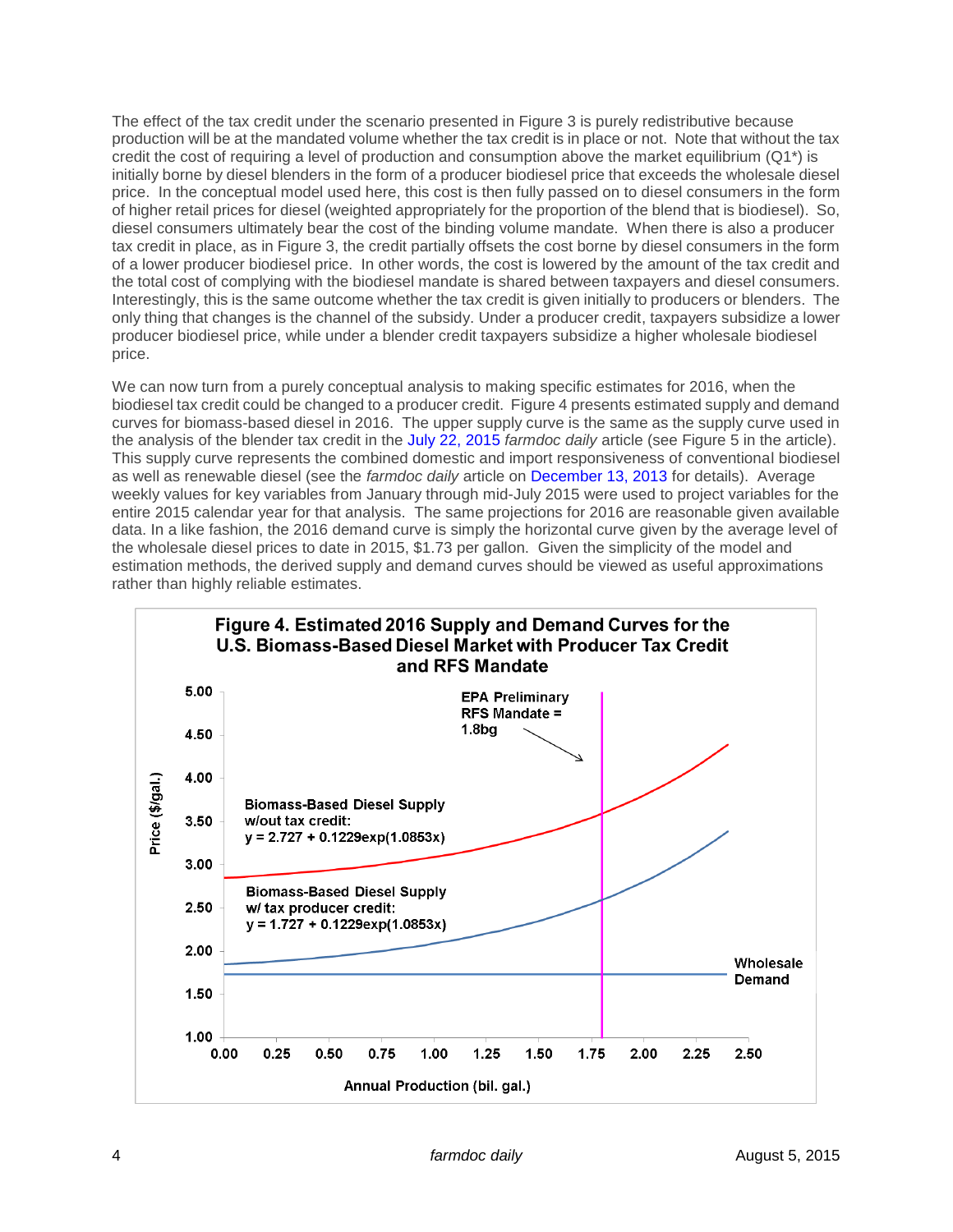The effect of the tax credit under the scenario presented in Figure 3 is purely redistributive because production will be at the mandated volume whether the tax credit is in place or not. Note that without the tax credit the cost of requiring a level of production and consumption above the market equilibrium (Q1*) is initially borne by diesel blenders in the form of a producer biodiesel price that exceeds the wholesale diesel price. In the conceptual model used here, this cost is then fully passed on to diesel consumers in the form of higher retail prices for diesel (weighted appropriately for the proportion of the blend that is biodiesel). So, diesel consumers ultimately bear the cost of the binding volume mandate. When there is also a producer tax credit in place, as in Figure 3, the credit partially offsets the cost borne by diesel consumers in the form of a lower producer biodiesel price. In other words, the cost is lowered by the amount of the tax credit and the total cost of complying with the biodiesel mandate is shared between taxpayers and diesel consumers. Interestingly, this is the same outcome whether the tax credit is given initially to producers or blenders. The only thing that changes is the channel of the subsidy. Under a producer credit, taxpayers subsidize a lower producer biodiesel price, while under a blender credit taxpayers subsidize a higher wholesale biodiesel price.

We can now turn from a purely conceptual analysis to making specific estimates for 2016, when the biodiesel tax credit could be changed to a producer credit. Figure 4 presents estimated supply and demand curves for biomass-based diesel in 2016. The upper supply curve is the same as the supply curve used in the analysis of the blender tax credit in the July 22, 2015 *farmdoc daily* article (see Figure 5 in the article). This supply curve represents the combined domestic and import responsiveness of conventional biodiesel as well as renewable diesel (see the *farmdoc daily* article on December 13, 2013 for details). Average weekly values for key variables from January through mid-July 2015 were used to project variables for the entire 2015 calendar year for that analysis. The same projections for 2016 are reasonable given available data. In a like fashion, the 2016 demand curve is simply the horizontal curve given by the average level of the wholesale diesel prices to date in 2015, $1.73 per gallon. Given the simplicity of the model and estimation methods, the derived supply and demand curves should be viewed as useful approximations rather than highly reliable estimates.

**Figure 4. Estimated 2016 Supply and Demand Curves for the U.S. Biomass-Based Diesel Market with Producer Tax Credit and RFS Mandate**

Biomass-Based Diesel Supply w/out tax credit: $y = 2.727 + 0.1229\exp(1.0853x)$

Biomass-Based Diesel Supply w/ tax producer credit: $y = 1.727 + 0.1229\exp(1.0853x)$

EPA Preliminary RFS Mandate = 1.8bg

Wholesale Demand

Price ($/gal.)

Annual Production (bil. gal.)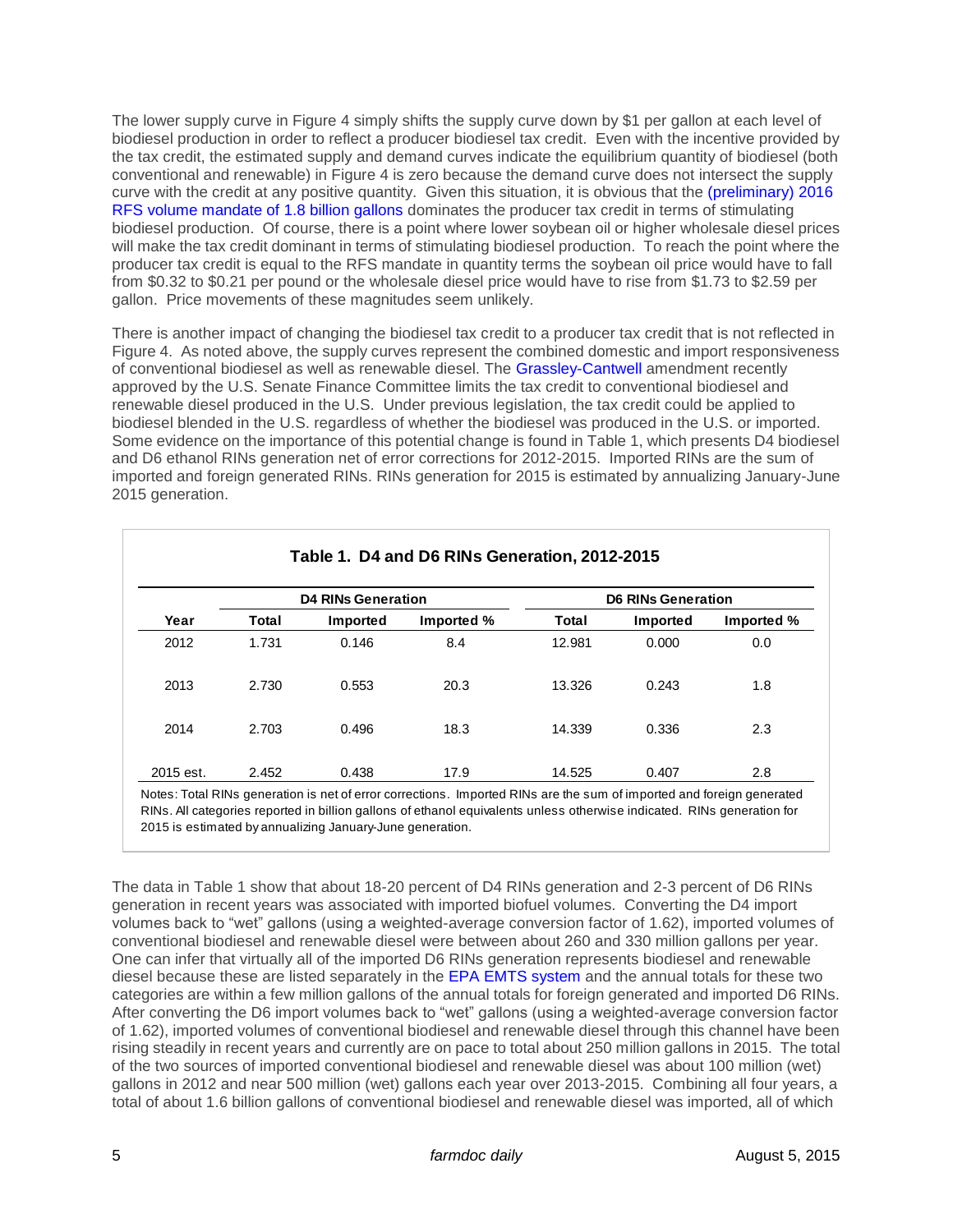The lower supply curve in Figure 4 simply shifts the supply curve down by $1 per gallon at each level of biodiesel production in order to reflect a producer biodiesel tax credit. Even with the incentive provided by the tax credit, the estimated supply and demand curves indicate the equilibrium quantity of biodiesel (both conventional and renewable) in Figure 4 is zero because the demand curve does not intersect the supply curve with the credit at any positive quantity. Given this situation, it is obvious that the (preliminary) 2016 RFS volume mandate of 1.8 billion gallons dominates the producer tax credit in terms of stimulating biodiesel production. Of course, there is a point where lower soybean oil or higher wholesale diesel prices will make the tax credit dominant in terms of stimulating biodiesel production. To reach the point where the producer tax credit is equal to the RFS mandate in quantity terms the soybean oil price would have to fall from $0.32 to $0.21 per pound or the wholesale diesel price would have to rise from $1.73 to $2.59 per gallon. Price movements of these magnitudes seem unlikely.

There is another impact of changing the biodiesel tax credit to a producer tax credit that is not reflected in Figure 4. As noted above, the supply curves represent the combined domestic and import responsiveness of conventional biodiesel as well as renewable diesel. The Grassley-Cantwell amendment recently approved by the U.S. Senate Finance Committee limits the tax credit to conventional biodiesel and renewable diesel produced in the U.S. Under previous legislation, the tax credit could be applied to biodiesel blended in the U.S. regardless of whether the biodiesel was produced in the U.S. or imported. Some evidence on the importance of this potential change is found in Table 1, which presents D4 biodiesel and D6 ethanol RINs generation net of error corrections for 2012-2015. Imported RINs are the sum of imported and foreign generated RINs. RINs generation for 2015 is estimated by annualizing January-June 2015 generation.

**Table 1. D4 and D6 RINs Generation, 2012-2015**

| | D4 RINs Generation | | | D6 RINs Generation | | |
|---|---|---|---|---|---|---|
| Year | Total | Imported | Imported % | Total | Imported | Imported % |
| 2012 | 1.731 | 0.146 | 8.4 | 12.981 | 0.000 | 0.0 |
| 2013 | 2.730 | 0.553 | 20.3 | 13.326 | 0.243 | 1.8 |
| 2014 | 2.703 | 0.496 | 18.3 | 14.339 | 0.336 | 2.3 |
| 2015 est. | 2.452 | 0.438 | 17.9 | 14.525 | 0.407 | 2.8 |

Notes: Total RINs generation is net of error corrections. Imported RINs are the sum of imported and foreign generated RINs. All categories reported in billion gallons of ethanol equivalents unless otherwise indicated. RINs generation for 2015 is estimated by annualizing January-June generation.

The data in Table 1 show that about 18-20 percent of D4 RINs generation and 2-3 percent of D6 RINs generation in recent years was associated with imported biofuel volumes. Converting the D4 import volumes back to "wet" gallons (using a weighted-average conversion factor of 1.62), imported volumes of conventional biodiesel and renewable diesel were between about 260 and 330 million gallons per year. One can infer that virtually all of the imported D6 RINs generation represents biodiesel and renewable diesel because these are listed separately in the EPA EMTS system and the annual totals for these two categories are within a few million gallons of the annual totals for foreign generated and imported D6 RINs. After converting the D6 import volumes back to "wet" gallons (using a weighted-average conversion factor of 1.62), imported volumes of conventional biodiesel and renewable diesel through this channel have been rising steadily in recent years and currently are on pace to total about 250 million gallons in 2015. The total of the two sources of imported conventional biodiesel and renewable diesel was about 100 million (wet) gallons in 2012 and near 500 million (wet) gallons each year over 2013-2015. Combining all four years, a total of about 1.6 billion gallons of conventional biodiesel and renewable diesel was imported, all of which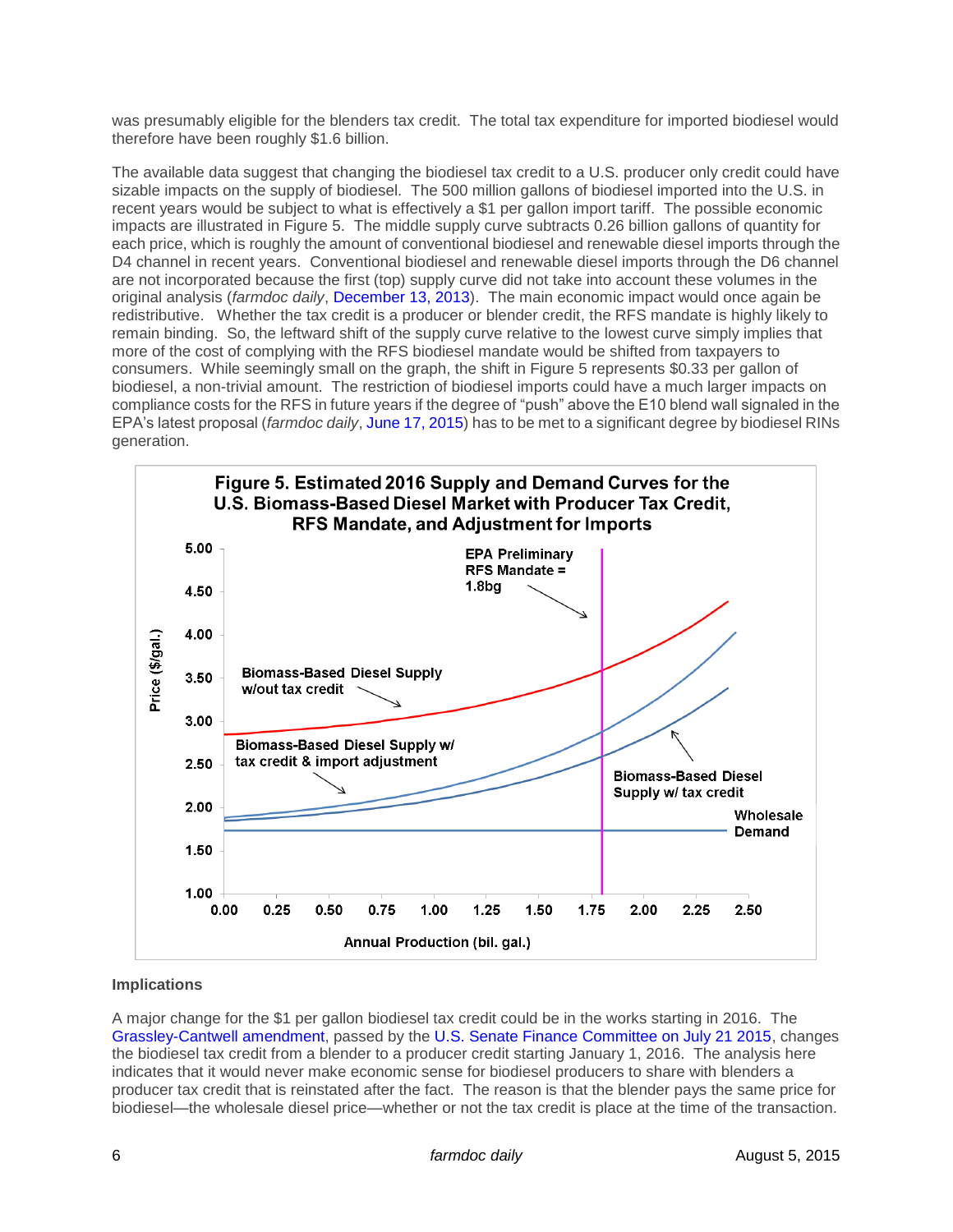was presumably eligible for the blenders tax credit. The total tax expenditure for imported biodiesel would therefore have been roughly $1.6 billion.

The available data suggest that changing the biodiesel tax credit to a U.S. producer only credit could have sizable impacts on the supply of biodiesel. The 500 million gallons of biodiesel imported into the U.S. in recent years would be subject to what is effectively a $1 per gallon import tariff. The possible economic impacts are illustrated in Figure 5. The middle supply curve subtracts 0.26 billion gallons of quantity for each price, which is roughly the amount of conventional biodiesel and renewable diesel imports through the D4 channel in recent years. Conventional biodiesel and renewable diesel imports through the D6 channel are not incorporated because the first (top) supply curve did not take into account these volumes in the original analysis (*farmdoc daily*, December 13, 2013). The main economic impact would once again be redistributive. Whether the tax credit is a producer or blender credit, the RFS mandate is highly likely to remain binding. So, the leftward shift of the supply curve relative to the lowest curve simply implies that more of the cost of complying with the RFS biodiesel mandate would be shifted from taxpayers to consumers. While seemingly small on the graph, the shift in Figure 5 represents $0.33 per gallon of biodiesel, a non-trivial amount. The restriction of biodiesel imports could have a much larger impacts on compliance costs for the RFS in future years if the degree of "push" above the E10 blend wall signaled in the EPA's latest proposal (*farmdoc daily*, June 17, 2015) has to be met to a significant degree by biodiesel RINs generation.

**Figure 5. Estimated 2016 Supply and Demand Curves for the U.S. Biomass-Based Diesel Market with Producer Tax Credit, RFS Mandate, and Adjustment for Imports**

### Implications

A major change for the $1 per gallon biodiesel tax credit could be in the works starting in 2016. The Grassley-Cantwell amendment, passed by the U.S. Senate Finance Committee on July 21 2015, changes the biodiesel tax credit from a blender to a producer credit starting January 1, 2016. The analysis here indicates that it would never make economic sense for biodiesel producers to share with blenders a producer tax credit that is reinstated after the fact. The reason is that the blender pays the same price for biodiesel—the wholesale diesel price—whether or not the tax credit is place at the time of the transaction.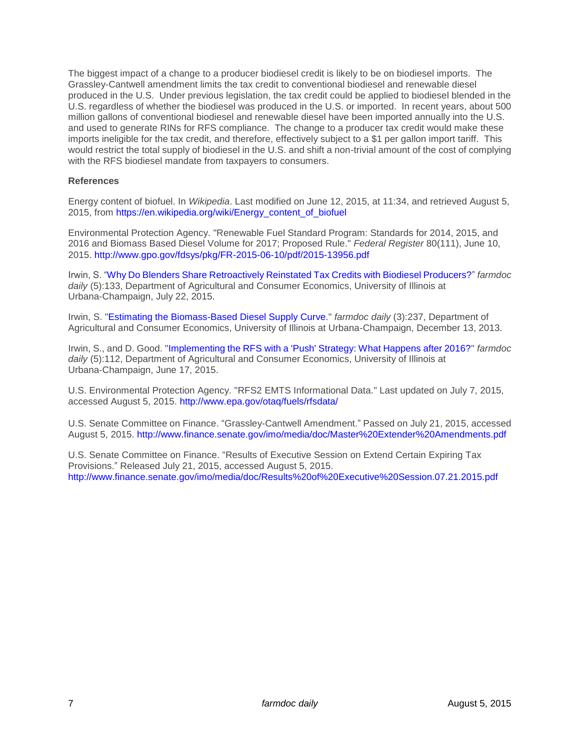The biggest impact of a change to a producer biodiesel credit is likely to be on biodiesel imports. The Grassley-Cantwell amendment limits the tax credit to conventional biodiesel and renewable diesel produced in the U.S. Under previous legislation, the tax credit could be applied to biodiesel blended in the U.S. regardless of whether the biodiesel was produced in the U.S. or imported. In recent years, about 500 million gallons of conventional biodiesel and renewable diesel have been imported annually into the U.S. and used to generate RINs for RFS compliance. The change to a producer tax credit would make these imports ineligible for the tax credit, and therefore, effectively subject to a $1 per gallon import tariff. This would restrict the total supply of biodiesel in the U.S. and shift a non-trivial amount of the cost of complying with the RFS biodiesel mandate from taxpayers to consumers.

**References**

Energy content of biofuel. In *Wikipedia*. Last modified on June 12, 2015, at 11:34, and retrieved August 5, 2015, from https://en.wikipedia.org/wiki/Energy_content_of_biofuel

Environmental Protection Agency. "Renewable Fuel Standard Program: Standards for 2014, 2015, and 2016 and Biomass Based Diesel Volume for 2017; Proposed Rule." *Federal Register* 80(111), June 10, 2015. http://www.gpo.gov/fdsys/pkg/FR-2015-06-10/pdf/2015-13956.pdf

Irwin, S. "Why Do Blenders Share Retroactively Reinstated Tax Credits with Biodiesel Producers?" *farmdoc daily* (5):133, Department of Agricultural and Consumer Economics, University of Illinois at Urbana-Champaign, July 22, 2015.

Irwin, S. "Estimating the Biomass-Based Diesel Supply Curve." *farmdoc daily* (3):237, Department of Agricultural and Consumer Economics, University of Illinois at Urbana-Champaign, December 13, 2013.

Irwin, S., and D. Good. "Implementing the RFS with a 'Push' Strategy: What Happens after 2016?" *farmdoc daily* (5):112, Department of Agricultural and Consumer Economics, University of Illinois at Urbana-Champaign, June 17, 2015.

U.S. Environmental Protection Agency. "RFS2 EMTS Informational Data." Last updated on July 7, 2015, accessed August 5, 2015. http://www.epa.gov/otaq/fuels/rfsdata/

U.S. Senate Committee on Finance. "Grassley-Cantwell Amendment." Passed on July 21, 2015, accessed August 5, 2015. http://www.finance.senate.gov/imo/media/doc/Master%20Extender%20Amendments.pdf

U.S. Senate Committee on Finance. "Results of Executive Session on Extend Certain Expiring Tax Provisions." Released July 21, 2015, accessed August 5, 2015. http://www.finance.senate.gov/imo/media/doc/Results%20of%20Executive%20Session.07.21.2015.pdf